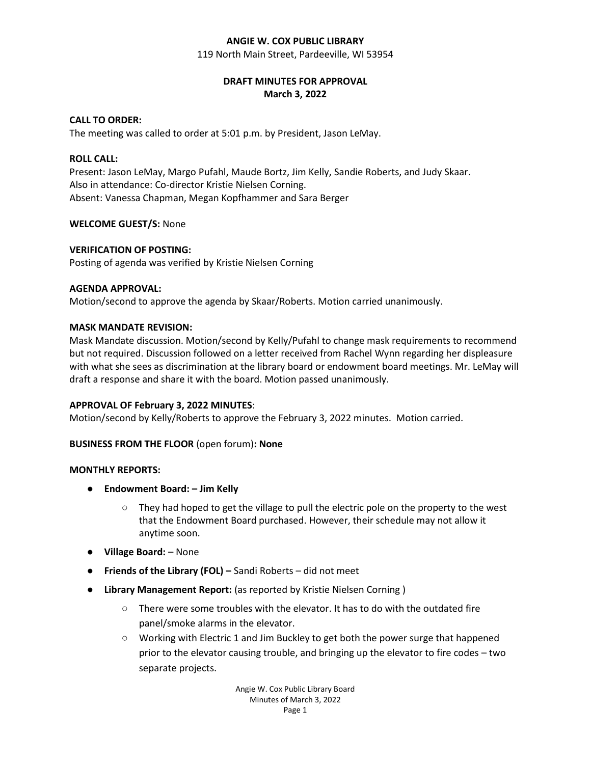**ANGIE W. COX PUBLIC LIBRARY**

119 North Main Street, Pardeeville, WI 53954

**DRAFT MINUTES FOR APPROVAL**
**March 3, 2022**

**CALL TO ORDER:**
The meeting was called to order at 5:01 p.m. by President, Jason LeMay.

**ROLL CALL:**
Present: Jason LeMay, Margo Pufahl, Maude Bortz, Jim Kelly, Sandie Roberts, and Judy Skaar.
Also in attendance: Co-director Kristie Nielsen Corning.
Absent: Vanessa Chapman, Megan Kopfhammer and Sara Berger

**WELCOME GUEST/S:** None

**VERIFICATION OF POSTING:**
Posting of agenda was verified by Kristie Nielsen Corning

**AGENDA APPROVAL:**
Motion/second to approve the agenda by Skaar/Roberts. Motion carried unanimously.

**MASK MANDATE REVISION:**
Mask Mandate discussion. Motion/second by Kelly/Pufahl to change mask requirements to recommend but not required. Discussion followed on a letter received from Rachel Wynn regarding her displeasure with what she sees as discrimination at the library board or endowment board meetings. Mr. LeMay will draft a response and share it with the board. Motion passed unanimously.

**APPROVAL OF February 3, 2022 MINUTES**:
Motion/second by Kelly/Roberts to approve the February 3, 2022 minutes. Motion carried.

**BUSINESS FROM THE FLOOR** (open forum)**: None**

**MONTHLY REPORTS:**

- **Endowment Board: – Jim Kelly**
  - They had hoped to get the village to pull the electric pole on the property to the west that the Endowment Board purchased. However, their schedule may not allow it anytime soon.
- **Village Board:** – None
- **Friends of the Library (FOL) –** Sandi Roberts – did not meet
- **Library Management Report:** (as reported by Kristie Nielsen Corning )
  - There were some troubles with the elevator. It has to do with the outdated fire panel/smoke alarms in the elevator.
  - Working with Electric 1 and Jim Buckley to get both the power surge that happened prior to the elevator causing trouble, and bringing up the elevator to fire codes – two separate projects.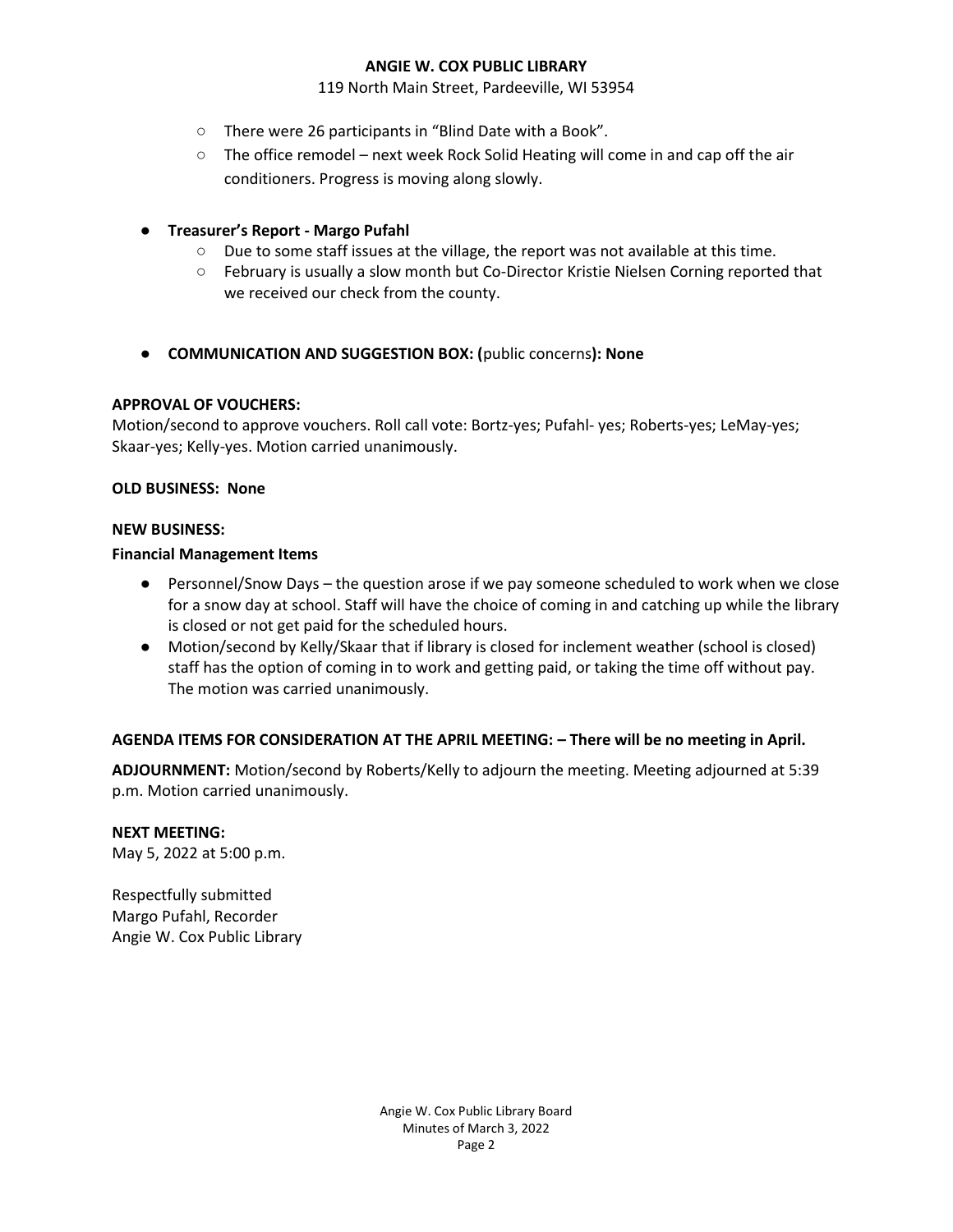- There were 26 participants in "Blind Date with a Book".
- The office remodel – next week Rock Solid Heating will come in and cap off the air conditioners. Progress is moving along slowly.

- **Treasurer's Report - Margo Pufahl**
  - Due to some staff issues at the village, the report was not available at this time.
  - February is usually a slow month but Co-Director Kristie Nielsen Corning reported that we received our check from the county.

- **COMMUNICATION AND SUGGESTION BOX: (**public concerns**): None**

**APPROVAL OF VOUCHERS:**
Motion/second to approve vouchers. Roll call vote: Bortz-yes; Pufahl- yes; Roberts-yes; LeMay-yes; Skaar-yes; Kelly-yes. Motion carried unanimously.

**OLD BUSINESS: None**

**NEW BUSINESS:**

**Financial Management Items**

- Personnel/Snow Days – the question arose if we pay someone scheduled to work when we close for a snow day at school. Staff will have the choice of coming in and catching up while the library is closed or not get paid for the scheduled hours.
- Motion/second by Kelly/Skaar that if library is closed for inclement weather (school is closed) staff has the option of coming in to work and getting paid, or taking the time off without pay. The motion was carried unanimously.

**AGENDA ITEMS FOR CONSIDERATION AT THE APRIL MEETING: – There will be no meeting in April.**

**ADJOURNMENT:** Motion/second by Roberts/Kelly to adjourn the meeting. Meeting adjourned at 5:39 p.m. Motion carried unanimously.

**NEXT MEETING:**
May 5, 2022 at 5:00 p.m.

Respectfully submitted
Margo Pufahl, Recorder
Angie W. Cox Public Library